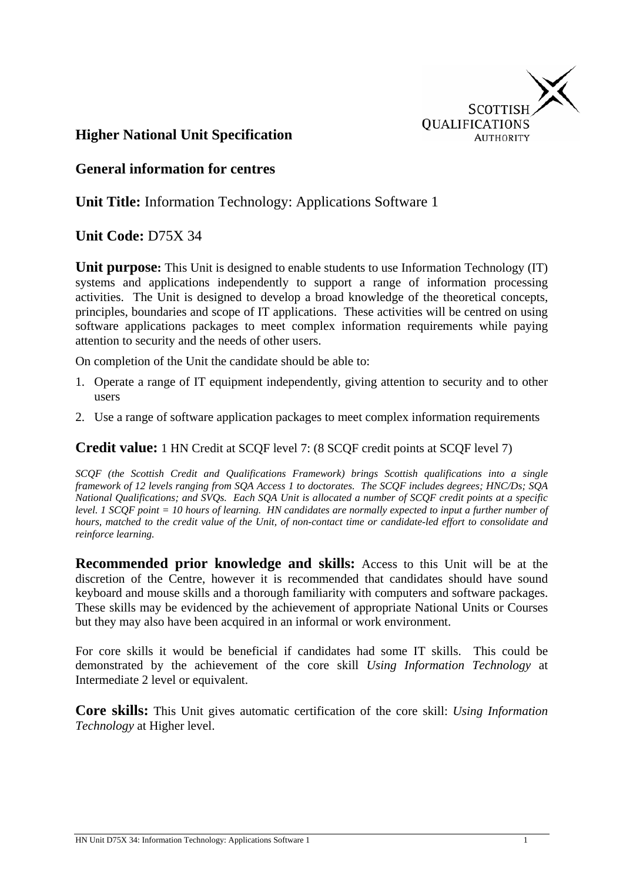# Higher National Unit Specification

## General information for centres

**Unit Title:** Information Technology: Applications Software 1

**Unit Code:** D75X 34

**Unit purpose:** This Unit is designed to enable students to use Information Technology (IT) systems and applications independently to support a range of information processing activities. The Unit is designed to develop a broad knowledge of the theoretical concepts, principles, boundaries and scope of IT applications. These activities will be centred on using software applications packages to meet complex information requirements while paying attention to security and the needs of other users.

On completion of the Unit the candidate should be able to:

1. Operate a range of IT equipment independently, giving attention to security and to other users
2. Use a range of software application packages to meet complex information requirements

**Credit value:** 1 HN Credit at SCQF level 7: (8 SCQF credit points at SCQF level 7)

*SCQF (the Scottish Credit and Qualifications Framework) brings Scottish qualifications into a single framework of 12 levels ranging from SQA Access 1 to doctorates. The SCQF includes degrees; HNC/Ds; SQA National Qualifications; and SVQs. Each SQA Unit is allocated a number of SCQF credit points at a specific level. 1 SCQF point = 10 hours of learning. HN candidates are normally expected to input a further number of hours, matched to the credit value of the Unit, of non-contact time or candidate-led effort to consolidate and reinforce learning.*

**Recommended prior knowledge and skills:** Access to this Unit will be at the discretion of the Centre, however it is recommended that candidates should have sound keyboard and mouse skills and a thorough familiarity with computers and software packages. These skills may be evidenced by the achievement of appropriate National Units or Courses but they may also have been acquired in an informal or work environment.

For core skills it would be beneficial if candidates had some IT skills. This could be demonstrated by the achievement of the core skill *Using Information Technology* at Intermediate 2 level or equivalent.

**Core skills:** This Unit gives automatic certification of the core skill: *Using Information Technology* at Higher level.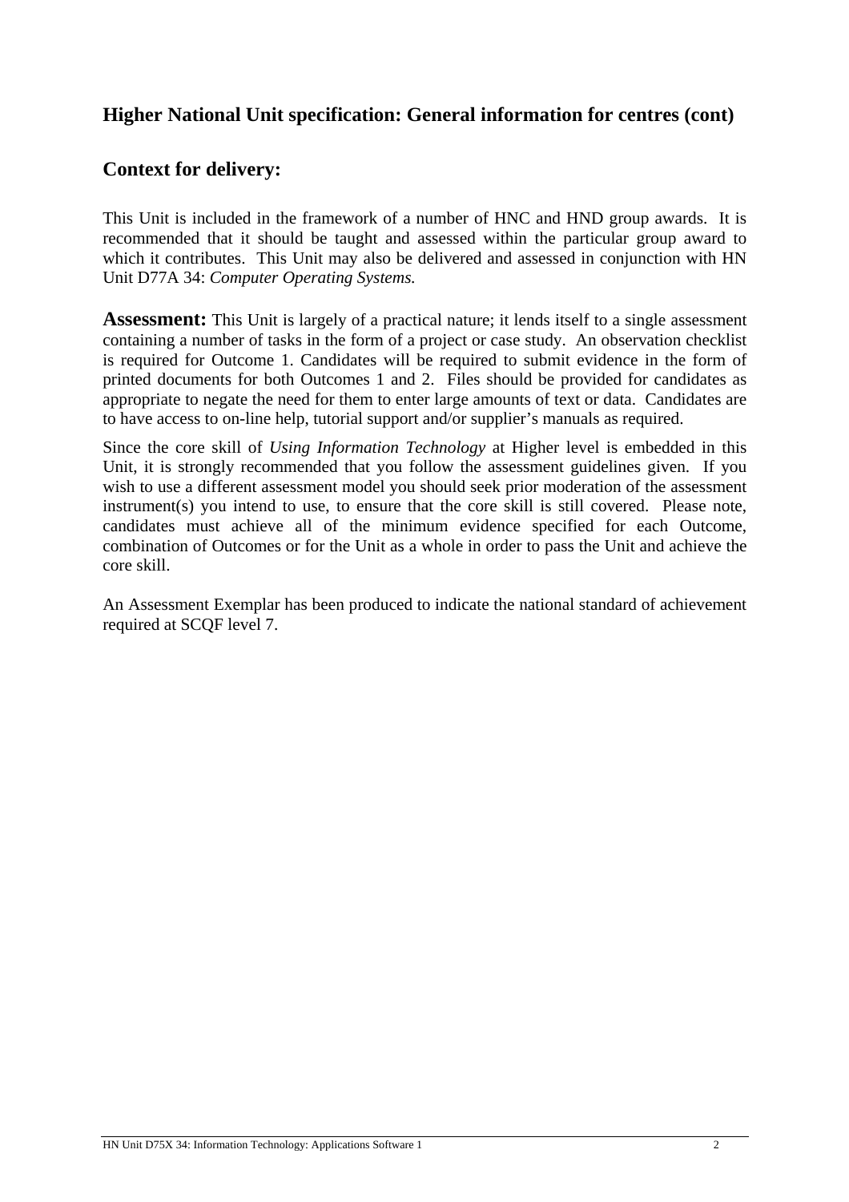## Higher National Unit specification: General information for centres (cont)

## Context for delivery:

This Unit is included in the framework of a number of HNC and HND group awards. It is recommended that it should be taught and assessed within the particular group award to which it contributes. This Unit may also be delivered and assessed in conjunction with HN Unit D77A 34: *Computer Operating Systems.*

**Assessment:** This Unit is largely of a practical nature; it lends itself to a single assessment containing a number of tasks in the form of a project or case study. An observation checklist is required for Outcome 1. Candidates will be required to submit evidence in the form of printed documents for both Outcomes 1 and 2. Files should be provided for candidates as appropriate to negate the need for them to enter large amounts of text or data. Candidates are to have access to on-line help, tutorial support and/or supplier's manuals as required.

Since the core skill of *Using Information Technology* at Higher level is embedded in this Unit, it is strongly recommended that you follow the assessment guidelines given. If you wish to use a different assessment model you should seek prior moderation of the assessment instrument(s) you intend to use, to ensure that the core skill is still covered. Please note, candidates must achieve all of the minimum evidence specified for each Outcome, combination of Outcomes or for the Unit as a whole in order to pass the Unit and achieve the core skill.

An Assessment Exemplar has been produced to indicate the national standard of achievement required at SCQF level 7.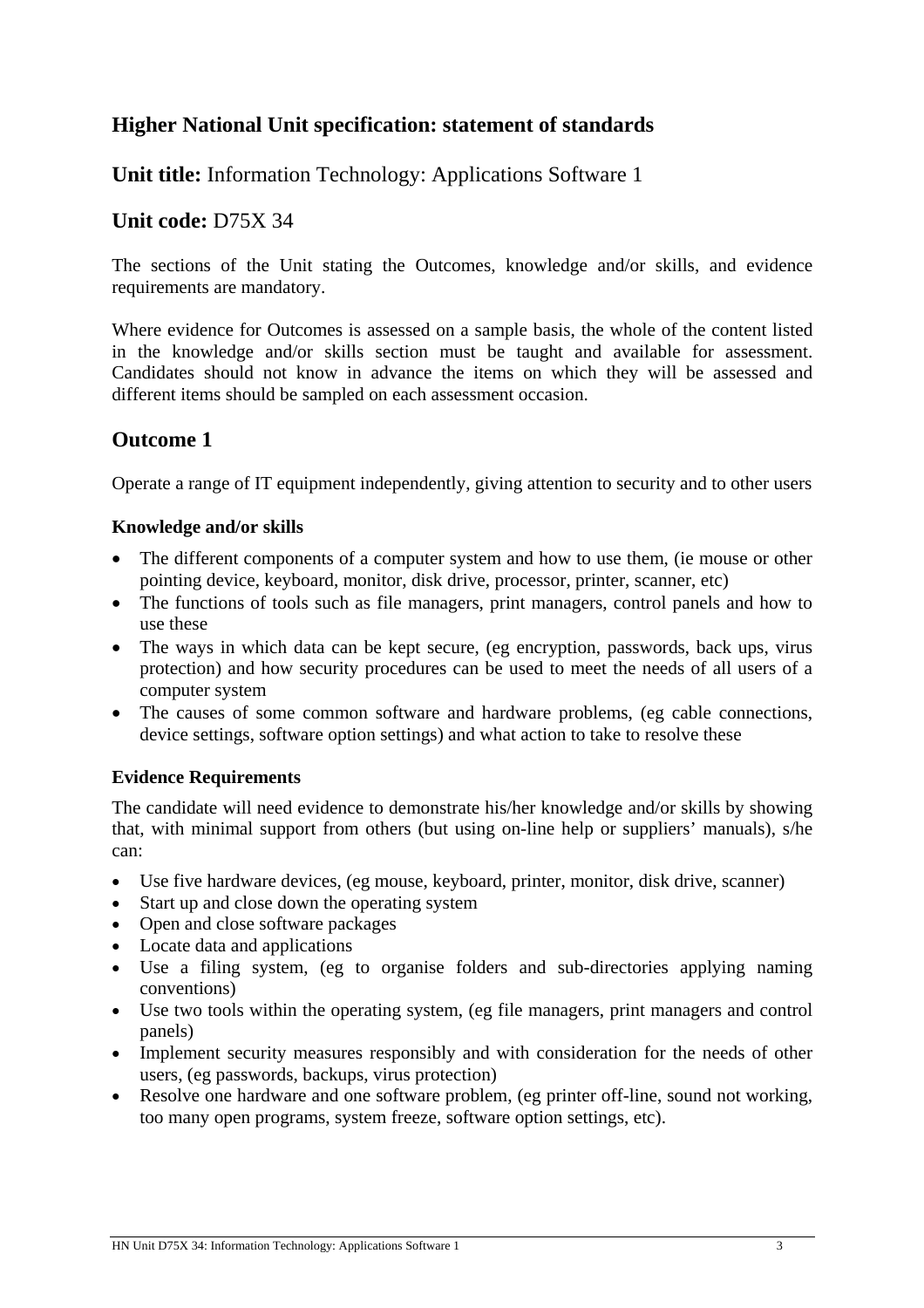## Higher National Unit specification: statement of standards

**Unit title:** Information Technology: Applications Software 1

**Unit code:** D75X 34

The sections of the Unit stating the Outcomes, knowledge and/or skills, and evidence requirements are mandatory.

Where evidence for Outcomes is assessed on a sample basis, the whole of the content listed in the knowledge and/or skills section must be taught and available for assessment. Candidates should not know in advance the items on which they will be assessed and different items should be sampled on each assessment occasion.

## Outcome 1

Operate a range of IT equipment independently, giving attention to security and to other users

### Knowledge and/or skills

- The different components of a computer system and how to use them, (ie mouse or other pointing device, keyboard, monitor, disk drive, processor, printer, scanner, etc)
- The functions of tools such as file managers, print managers, control panels and how to use these
- The ways in which data can be kept secure, (eg encryption, passwords, back ups, virus protection) and how security procedures can be used to meet the needs of all users of a computer system
- The causes of some common software and hardware problems, (eg cable connections, device settings, software option settings) and what action to take to resolve these

### Evidence Requirements

The candidate will need evidence to demonstrate his/her knowledge and/or skills by showing that, with minimal support from others (but using on-line help or suppliers' manuals), s/he can:

- Use five hardware devices, (eg mouse, keyboard, printer, monitor, disk drive, scanner)
- Start up and close down the operating system
- Open and close software packages
- Locate data and applications
- Use a filing system, (eg to organise folders and sub-directories applying naming conventions)
- Use two tools within the operating system, (eg file managers, print managers and control panels)
- Implement security measures responsibly and with consideration for the needs of other users, (eg passwords, backups, virus protection)
- Resolve one hardware and one software problem, (eg printer off-line, sound not working, too many open programs, system freeze, software option settings, etc).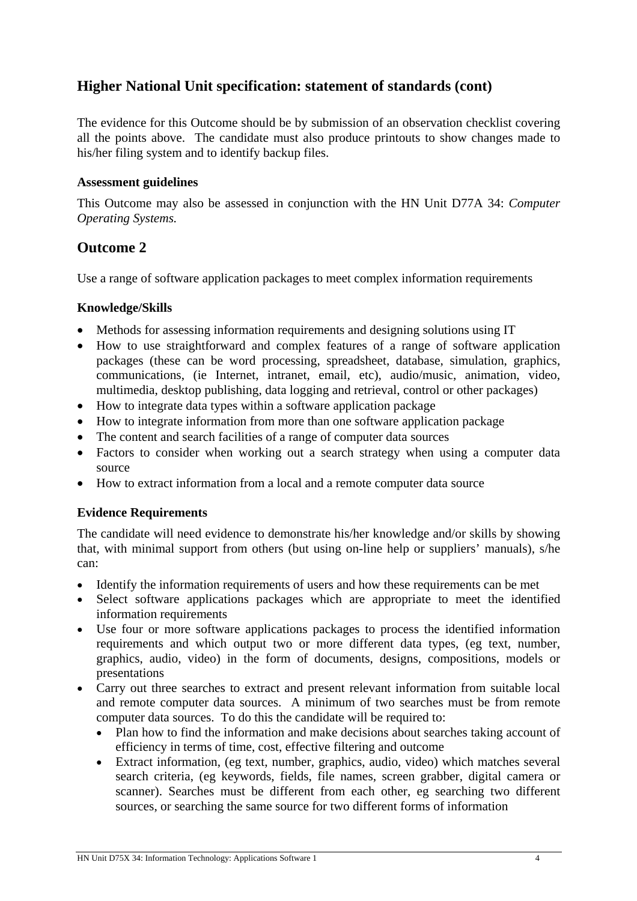## Higher National Unit specification: statement of standards (cont)

The evidence for this Outcome should be by submission of an observation checklist covering all the points above. The candidate must also produce printouts to show changes made to his/her filing system and to identify backup files.

### Assessment guidelines

This Outcome may also be assessed in conjunction with the HN Unit D77A 34: *Computer Operating Systems.*

## Outcome 2

Use a range of software application packages to meet complex information requirements

### Knowledge/Skills

- Methods for assessing information requirements and designing solutions using IT
- How to use straightforward and complex features of a range of software application packages (these can be word processing, spreadsheet, database, simulation, graphics, communications, (ie Internet, intranet, email, etc), audio/music, animation, video, multimedia, desktop publishing, data logging and retrieval, control or other packages)
- How to integrate data types within a software application package
- How to integrate information from more than one software application package
- The content and search facilities of a range of computer data sources
- Factors to consider when working out a search strategy when using a computer data source
- How to extract information from a local and a remote computer data source

### Evidence Requirements

The candidate will need evidence to demonstrate his/her knowledge and/or skills by showing that, with minimal support from others (but using on-line help or suppliers' manuals), s/he can:

- Identify the information requirements of users and how these requirements can be met
- Select software applications packages which are appropriate to meet the identified information requirements
- Use four or more software applications packages to process the identified information requirements and which output two or more different data types, (eg text, number, graphics, audio, video) in the form of documents, designs, compositions, models or presentations
- Carry out three searches to extract and present relevant information from suitable local and remote computer data sources. A minimum of two searches must be from remote computer data sources. To do this the candidate will be required to:
  - Plan how to find the information and make decisions about searches taking account of efficiency in terms of time, cost, effective filtering and outcome
  - Extract information, (eg text, number, graphics, audio, video) which matches several search criteria, (eg keywords, fields, file names, screen grabber, digital camera or scanner). Searches must be different from each other, eg searching two different sources, or searching the same source for two different forms of information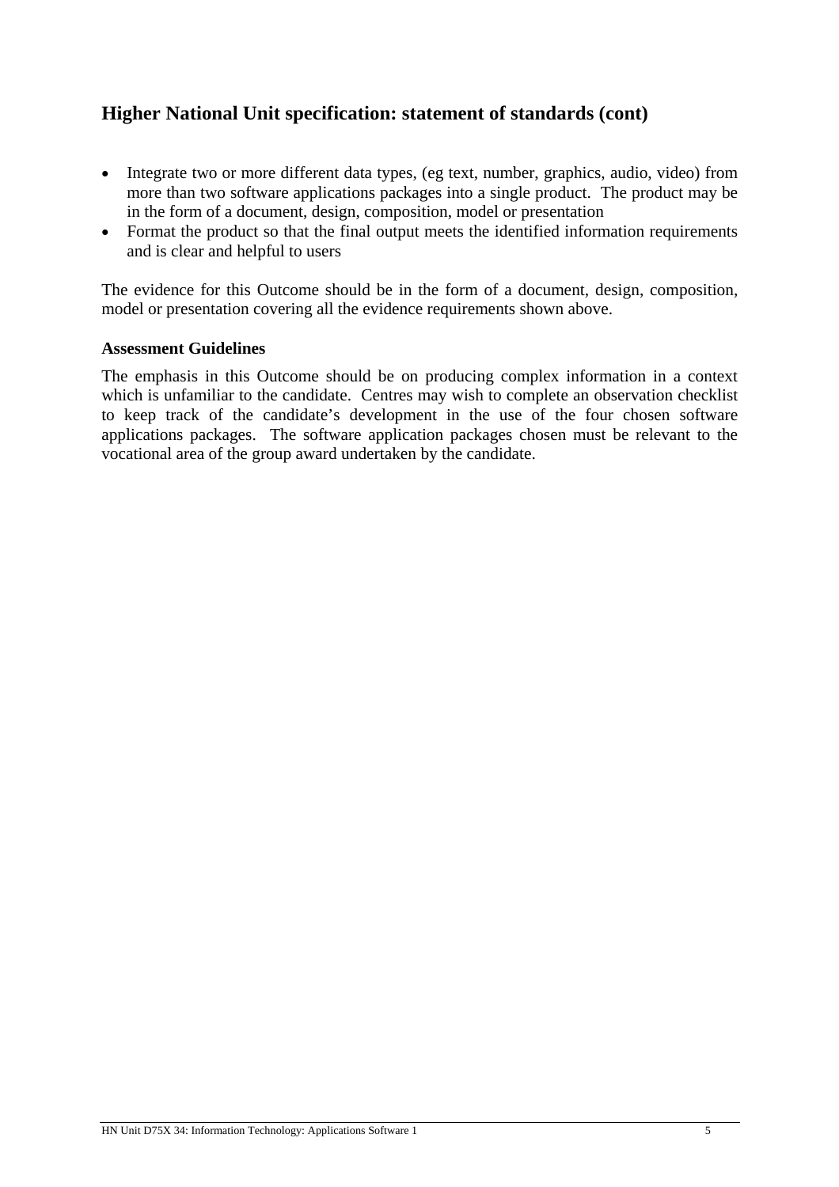## Higher National Unit specification: statement of standards (cont)

- Integrate two or more different data types, (eg text, number, graphics, audio, video) from more than two software applications packages into a single product. The product may be in the form of a document, design, composition, model or presentation
- Format the product so that the final output meets the identified information requirements and is clear and helpful to users

The evidence for this Outcome should be in the form of a document, design, composition, model or presentation covering all the evidence requirements shown above.

**Assessment Guidelines**

The emphasis in this Outcome should be on producing complex information in a context which is unfamiliar to the candidate. Centres may wish to complete an observation checklist to keep track of the candidate's development in the use of the four chosen software applications packages. The software application packages chosen must be relevant to the vocational area of the group award undertaken by the candidate.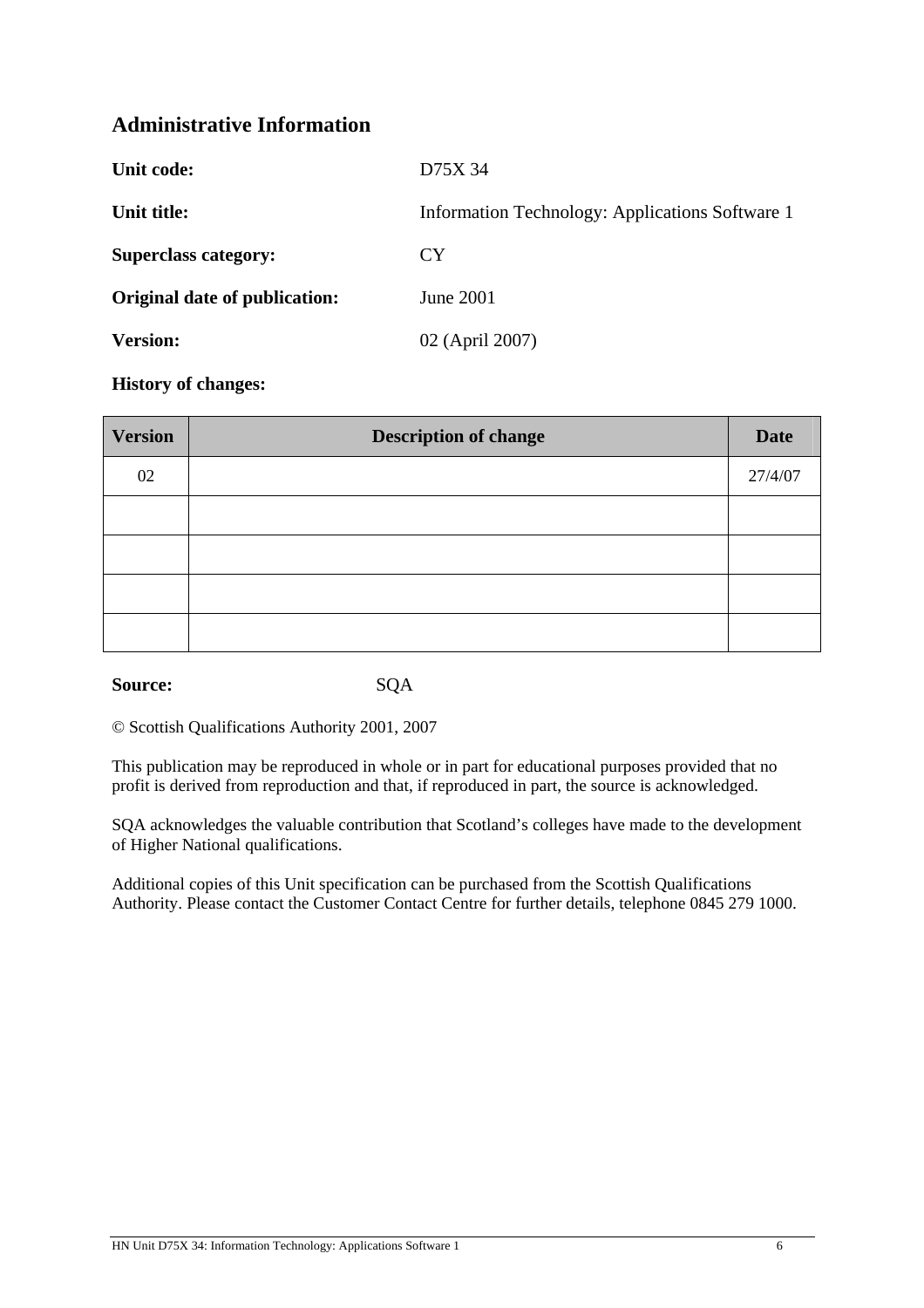## Administrative Information

**Unit code:** D75X 34

**Unit title:** Information Technology: Applications Software 1

**Superclass category:** CY

**Original date of publication:** June 2001

**Version:** 02 (April 2007)

**History of changes:**

| Version | Description of change | Date |
|---|---|---|
| 02 | | 27/4/07 |
| | | |
| | | |
| | | |
| | | |

**Source:** SQA

© Scottish Qualifications Authority 2001, 2007

This publication may be reproduced in whole or in part for educational purposes provided that no profit is derived from reproduction and that, if reproduced in part, the source is acknowledged.

SQA acknowledges the valuable contribution that Scotland's colleges have made to the development of Higher National qualifications.

Additional copies of this Unit specification can be purchased from the Scottish Qualifications Authority. Please contact the Customer Contact Centre for further details, telephone 0845 279 1000.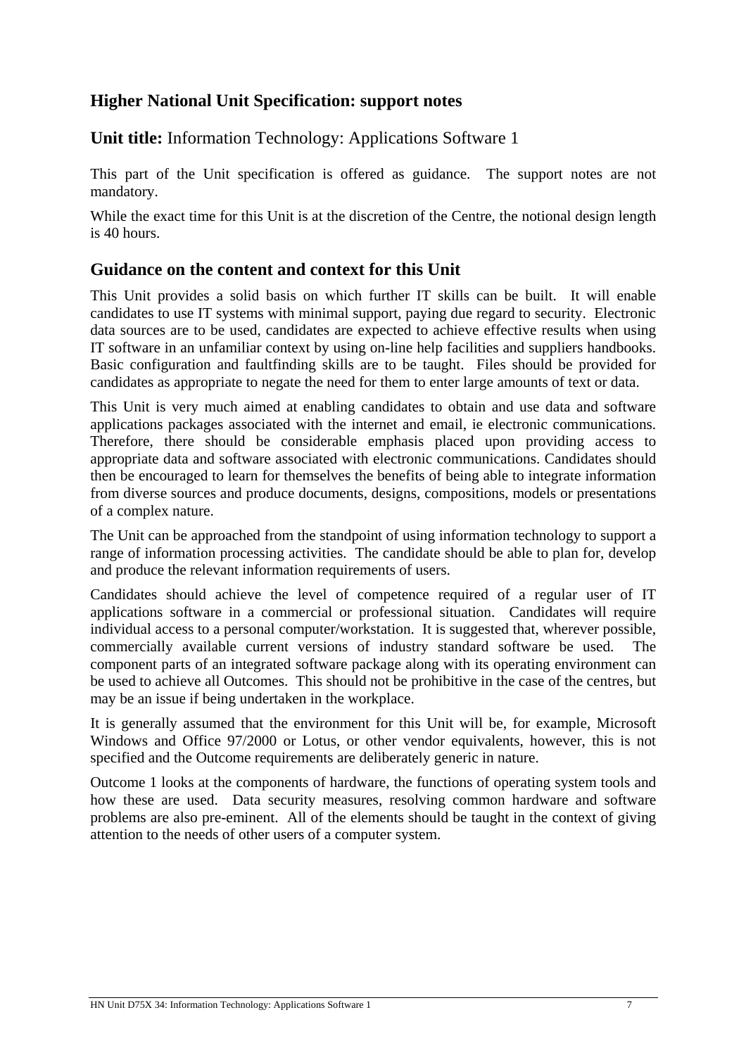## Higher National Unit Specification: support notes

**Unit title:** Information Technology: Applications Software 1

This part of the Unit specification is offered as guidance. The support notes are not mandatory.

While the exact time for this Unit is at the discretion of the Centre, the notional design length is 40 hours.

## Guidance on the content and context for this Unit

This Unit provides a solid basis on which further IT skills can be built. It will enable candidates to use IT systems with minimal support, paying due regard to security. Electronic data sources are to be used, candidates are expected to achieve effective results when using IT software in an unfamiliar context by using on-line help facilities and suppliers handbooks. Basic configuration and faultfinding skills are to be taught. Files should be provided for candidates as appropriate to negate the need for them to enter large amounts of text or data.

This Unit is very much aimed at enabling candidates to obtain and use data and software applications packages associated with the internet and email, ie electronic communications. Therefore, there should be considerable emphasis placed upon providing access to appropriate data and software associated with electronic communications. Candidates should then be encouraged to learn for themselves the benefits of being able to integrate information from diverse sources and produce documents, designs, compositions, models or presentations of a complex nature.

The Unit can be approached from the standpoint of using information technology to support a range of information processing activities. The candidate should be able to plan for, develop and produce the relevant information requirements of users.

Candidates should achieve the level of competence required of a regular user of IT applications software in a commercial or professional situation. Candidates will require individual access to a personal computer/workstation. It is suggested that, wherever possible, commercially available current versions of industry standard software be used. The component parts of an integrated software package along with its operating environment can be used to achieve all Outcomes. This should not be prohibitive in the case of the centres, but may be an issue if being undertaken in the workplace.

It is generally assumed that the environment for this Unit will be, for example, Microsoft Windows and Office 97/2000 or Lotus, or other vendor equivalents, however, this is not specified and the Outcome requirements are deliberately generic in nature.

Outcome 1 looks at the components of hardware, the functions of operating system tools and how these are used. Data security measures, resolving common hardware and software problems are also pre-eminent. All of the elements should be taught in the context of giving attention to the needs of other users of a computer system.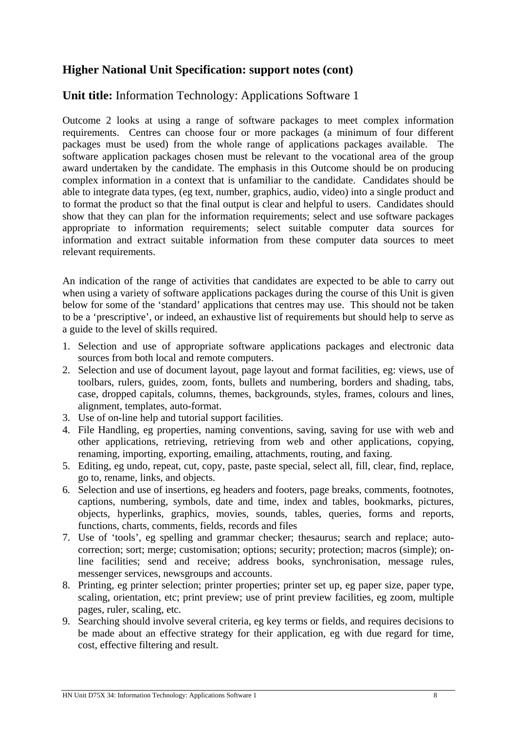## Higher National Unit Specification: support notes (cont)

**Unit title:** Information Technology: Applications Software 1

Outcome 2 looks at using a range of software packages to meet complex information requirements. Centres can choose four or more packages (a minimum of four different packages must be used) from the whole range of applications packages available. The software application packages chosen must be relevant to the vocational area of the group award undertaken by the candidate. The emphasis in this Outcome should be on producing complex information in a context that is unfamiliar to the candidate. Candidates should be able to integrate data types, (eg text, number, graphics, audio, video) into a single product and to format the product so that the final output is clear and helpful to users. Candidates should show that they can plan for the information requirements; select and use software packages appropriate to information requirements; select suitable computer data sources for information and extract suitable information from these computer data sources to meet relevant requirements.

An indication of the range of activities that candidates are expected to be able to carry out when using a variety of software applications packages during the course of this Unit is given below for some of the 'standard' applications that centres may use. This should not be taken to be a 'prescriptive', or indeed, an exhaustive list of requirements but should help to serve as a guide to the level of skills required.

1. Selection and use of appropriate software applications packages and electronic data sources from both local and remote computers.
2. Selection and use of document layout, page layout and format facilities, eg: views, use of toolbars, rulers, guides, zoom, fonts, bullets and numbering, borders and shading, tabs, case, dropped capitals, columns, themes, backgrounds, styles, frames, colours and lines, alignment, templates, auto-format.
3. Use of on-line help and tutorial support facilities.
4. File Handling, eg properties, naming conventions, saving, saving for use with web and other applications, retrieving, retrieving from web and other applications, copying, renaming, importing, exporting, emailing, attachments, routing, and faxing.
5. Editing, eg undo, repeat, cut, copy, paste, paste special, select all, fill, clear, find, replace, go to, rename, links, and objects.
6. Selection and use of insertions, eg headers and footers, page breaks, comments, footnotes, captions, numbering, symbols, date and time, index and tables, bookmarks, pictures, objects, hyperlinks, graphics, movies, sounds, tables, queries, forms and reports, functions, charts, comments, fields, records and files
7. Use of 'tools', eg spelling and grammar checker; thesaurus; search and replace; auto-correction; sort; merge; customisation; options; security; protection; macros (simple); on-line facilities; send and receive; address books, synchronisation, message rules, messenger services, newsgroups and accounts.
8. Printing, eg printer selection; printer properties; printer set up, eg paper size, paper type, scaling, orientation, etc; print preview; use of print preview facilities, eg zoom, multiple pages, ruler, scaling, etc.
9. Searching should involve several criteria, eg key terms or fields, and requires decisions to be made about an effective strategy for their application, eg with due regard for time, cost, effective filtering and result.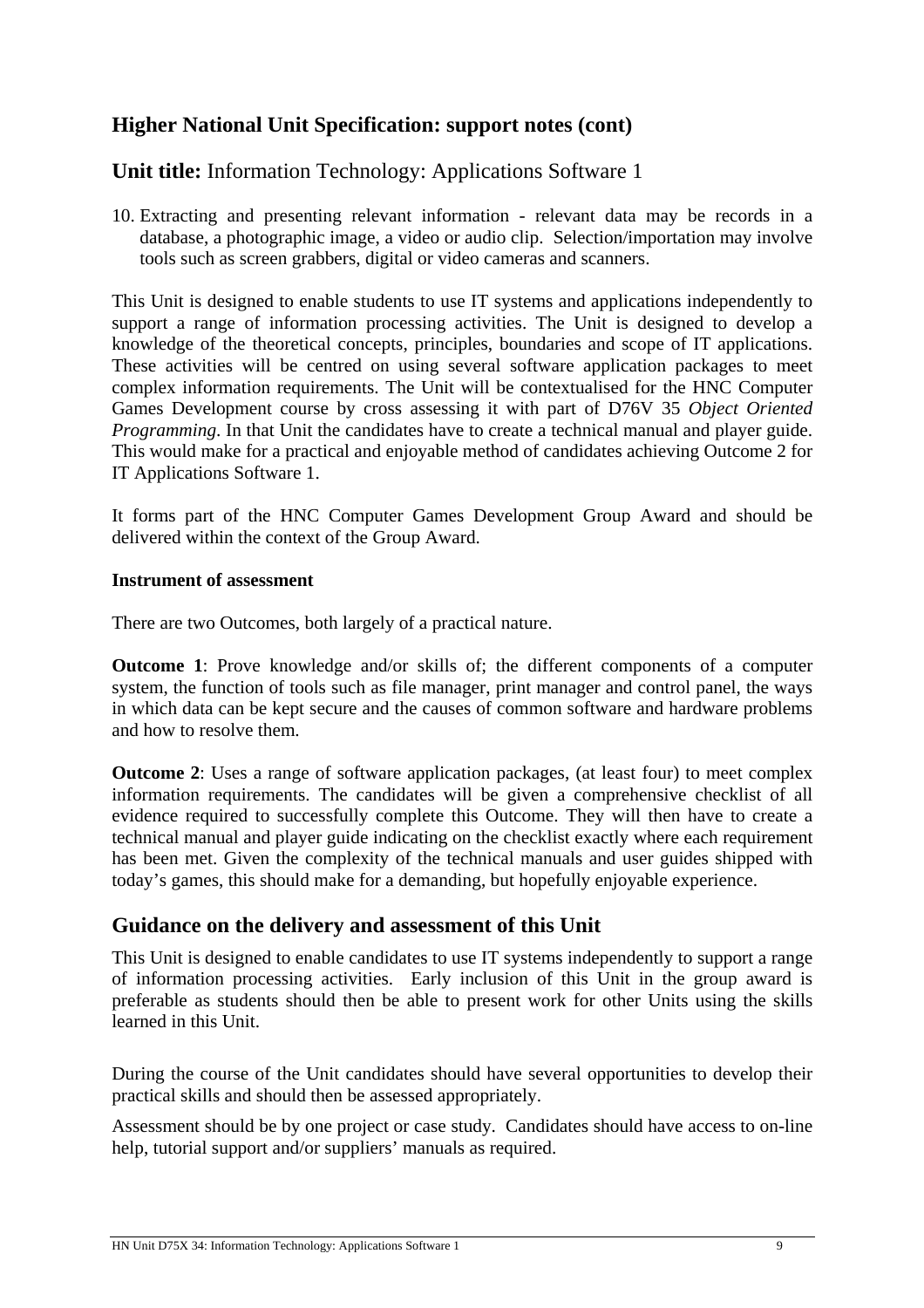## Higher National Unit Specification: support notes (cont)

## **Unit title:** Information Technology: Applications Software 1

10. Extracting and presenting relevant information - relevant data may be records in a database, a photographic image, a video or audio clip. Selection/importation may involve tools such as screen grabbers, digital or video cameras and scanners.

This Unit is designed to enable students to use IT systems and applications independently to support a range of information processing activities. The Unit is designed to develop a knowledge of the theoretical concepts, principles, boundaries and scope of IT applications. These activities will be centred on using several software application packages to meet complex information requirements. The Unit will be contextualised for the HNC Computer Games Development course by cross assessing it with part of D76V 35 *Object Oriented Programming*. In that Unit the candidates have to create a technical manual and player guide. This would make for a practical and enjoyable method of candidates achieving Outcome 2 for IT Applications Software 1.

It forms part of the HNC Computer Games Development Group Award and should be delivered within the context of the Group Award.

**Instrument of assessment**

There are two Outcomes, both largely of a practical nature.

**Outcome 1**: Prove knowledge and/or skills of; the different components of a computer system, the function of tools such as file manager, print manager and control panel, the ways in which data can be kept secure and the causes of common software and hardware problems and how to resolve them.

**Outcome 2**: Uses a range of software application packages, (at least four) to meet complex information requirements. The candidates will be given a comprehensive checklist of all evidence required to successfully complete this Outcome. They will then have to create a technical manual and player guide indicating on the checklist exactly where each requirement has been met. Given the complexity of the technical manuals and user guides shipped with today's games, this should make for a demanding, but hopefully enjoyable experience.

## Guidance on the delivery and assessment of this Unit

This Unit is designed to enable candidates to use IT systems independently to support a range of information processing activities. Early inclusion of this Unit in the group award is preferable as students should then be able to present work for other Units using the skills learned in this Unit.

During the course of the Unit candidates should have several opportunities to develop their practical skills and should then be assessed appropriately.

Assessment should be by one project or case study. Candidates should have access to on-line help, tutorial support and/or suppliers' manuals as required.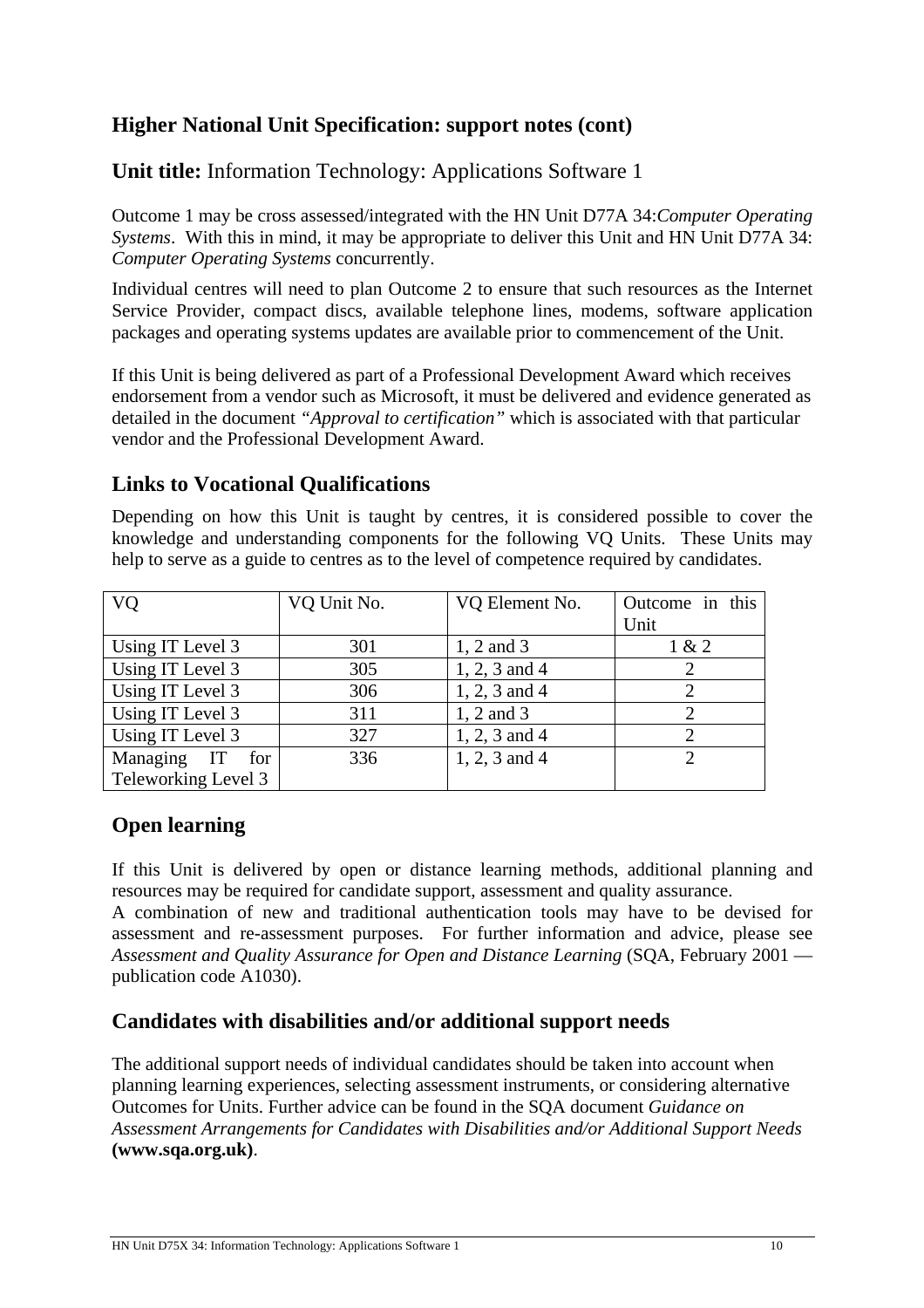## Higher National Unit Specification: support notes (cont)

**Unit title:** Information Technology: Applications Software 1

Outcome 1 may be cross assessed/integrated with the HN Unit D77A 34:*Computer Operating Systems*. With this in mind, it may be appropriate to deliver this Unit and HN Unit D77A 34: *Computer Operating Systems* concurrently.

Individual centres will need to plan Outcome 2 to ensure that such resources as the Internet Service Provider, compact discs, available telephone lines, modems, software application packages and operating systems updates are available prior to commencement of the Unit.

If this Unit is being delivered as part of a Professional Development Award which receives endorsement from a vendor such as Microsoft, it must be delivered and evidence generated as detailed in the document *"Approval to certification"* which is associated with that particular vendor and the Professional Development Award.

## Links to Vocational Qualifications

Depending on how this Unit is taught by centres, it is considered possible to cover the knowledge and understanding components for the following VQ Units. These Units may help to serve as a guide to centres as to the level of competence required by candidates.

| VQ | VQ Unit No. | VQ Element No. | Outcome in this Unit |
|---|---|---|---|
| Using IT Level 3 | 301 | 1, 2 and 3 | 1 & 2 |
| Using IT Level 3 | 305 | 1, 2, 3 and 4 | 2 |
| Using IT Level 3 | 306 | 1, 2, 3 and 4 | 2 |
| Using IT Level 3 | 311 | 1, 2 and 3 | 2 |
| Using IT Level 3 | 327 | 1, 2, 3 and 4 | 2 |
| Managing IT for Teleworking Level 3 | 336 | 1, 2, 3 and 4 | 2 |

## Open learning

If this Unit is delivered by open or distance learning methods, additional planning and resources may be required for candidate support, assessment and quality assurance.
A combination of new and traditional authentication tools may have to be devised for assessment and re-assessment purposes. For further information and advice, please see *Assessment and Quality Assurance for Open and Distance Learning* (SQA, February 2001 — publication code A1030).

## Candidates with disabilities and/or additional support needs

The additional support needs of individual candidates should be taken into account when planning learning experiences, selecting assessment instruments, or considering alternative Outcomes for Units. Further advice can be found in the SQA document *Guidance on Assessment Arrangements for Candidates with Disabilities and/or Additional Support Needs* **(www.sqa.org.uk)**.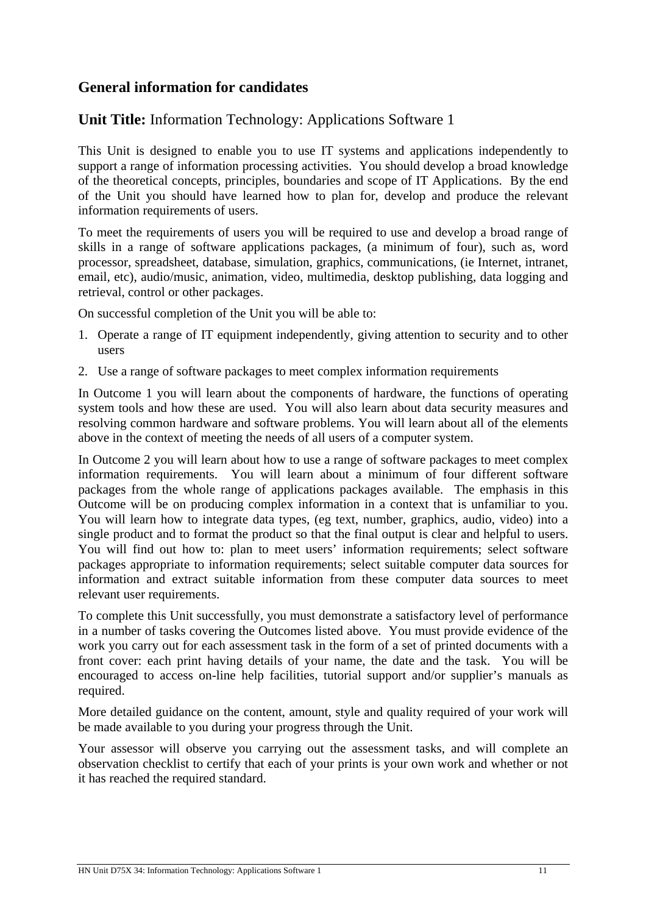## General information for candidates

## **Unit Title:** Information Technology: Applications Software 1

This Unit is designed to enable you to use IT systems and applications independently to support a range of information processing activities. You should develop a broad knowledge of the theoretical concepts, principles, boundaries and scope of IT Applications. By the end of the Unit you should have learned how to plan for, develop and produce the relevant information requirements of users.

To meet the requirements of users you will be required to use and develop a broad range of skills in a range of software applications packages, (a minimum of four), such as, word processor, spreadsheet, database, simulation, graphics, communications, (ie Internet, intranet, email, etc), audio/music, animation, video, multimedia, desktop publishing, data logging and retrieval, control or other packages.

On successful completion of the Unit you will be able to:

1. Operate a range of IT equipment independently, giving attention to security and to other users
2. Use a range of software packages to meet complex information requirements

In Outcome 1 you will learn about the components of hardware, the functions of operating system tools and how these are used. You will also learn about data security measures and resolving common hardware and software problems. You will learn about all of the elements above in the context of meeting the needs of all users of a computer system.

In Outcome 2 you will learn about how to use a range of software packages to meet complex information requirements. You will learn about a minimum of four different software packages from the whole range of applications packages available. The emphasis in this Outcome will be on producing complex information in a context that is unfamiliar to you. You will learn how to integrate data types, (eg text, number, graphics, audio, video) into a single product and to format the product so that the final output is clear and helpful to users. You will find out how to: plan to meet users' information requirements; select software packages appropriate to information requirements; select suitable computer data sources for information and extract suitable information from these computer data sources to meet relevant user requirements.

To complete this Unit successfully, you must demonstrate a satisfactory level of performance in a number of tasks covering the Outcomes listed above. You must provide evidence of the work you carry out for each assessment task in the form of a set of printed documents with a front cover: each print having details of your name, the date and the task. You will be encouraged to access on-line help facilities, tutorial support and/or supplier's manuals as required.

More detailed guidance on the content, amount, style and quality required of your work will be made available to you during your progress through the Unit.

Your assessor will observe you carrying out the assessment tasks, and will complete an observation checklist to certify that each of your prints is your own work and whether or not it has reached the required standard.